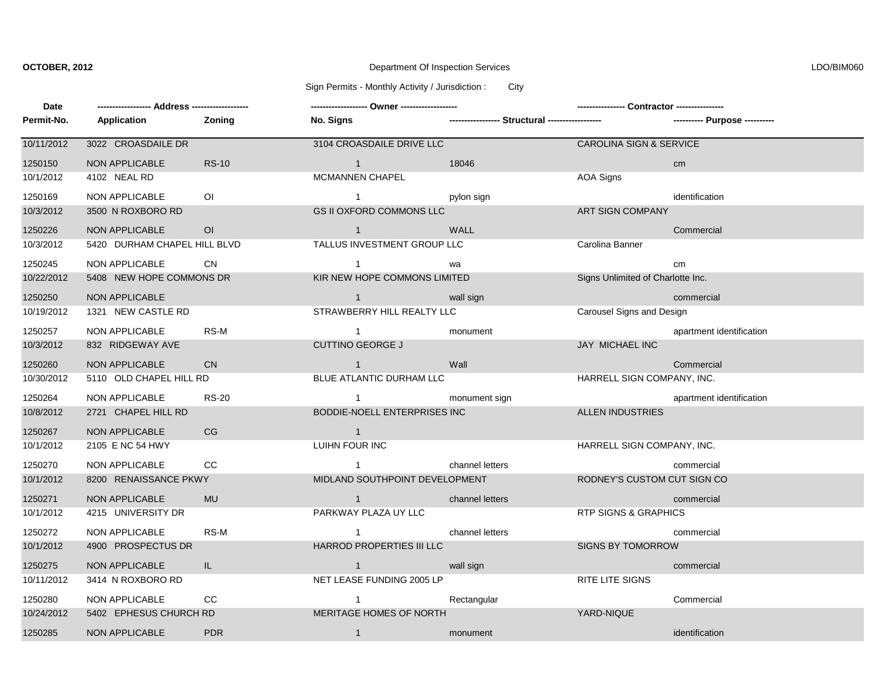**OCTOBER, 2012** Department Of Inspection Services LDO/BIM060

Sign Permits - Monthly Activity / Jurisdiction : City

| Date / Permit-No. | Address / Application | Zoning | Owner / No. Signs | Structural | Contractor / Purpose |
|---|---|---|---|---|---|
| 10/11/2012 | 3022 CROASDAILE DR | | 3104 CROASDAILE DRIVE LLC | | CAROLINA SIGN & SERVICE |
| 1250150 | NON APPLICABLE | RS-10 | 1 | 18046 | cm |
| 10/1/2012 | 4102 NEAL RD | | MCMANNEN CHAPEL | | AOA Signs |
| 1250169 | NON APPLICABLE | OI | 1 | pylon sign | identification |
| 10/3/2012 | 3500 N ROXBORO RD | | GS II OXFORD COMMONS LLC | | ART SIGN COMPANY |
| 1250226 | NON APPLICABLE | OI | 1 | WALL | Commercial |
| 10/3/2012 | 5420 DURHAM CHAPEL HILL BLVD | | TALLUS INVESTMENT GROUP LLC | | Carolina Banner |
| 1250245 | NON APPLICABLE | CN | 1 | wa | cm |
| 10/22/2012 | 5408 NEW HOPE COMMONS DR | | KIR NEW HOPE COMMONS LIMITED | | Signs Unlimited of Charlotte Inc. |
| 1250250 | NON APPLICABLE | | 1 | wall sign | commercial |
| 10/19/2012 | 1321 NEW CASTLE RD | | STRAWBERRY HILL REALTY LLC | | Carousel Signs and Design |
| 1250257 | NON APPLICABLE | RS-M | 1 | monument | apartment identification |
| 10/3/2012 | 832 RIDGEWAY AVE | | CUTTINO GEORGE J | | JAY MICHAEL INC |
| 1250260 | NON APPLICABLE | CN | 1 | Wall | Commercial |
| 10/30/2012 | 5110 OLD CHAPEL HILL RD | | BLUE ATLANTIC DURHAM LLC | | HARRELL SIGN COMPANY, INC. |
| 1250264 | NON APPLICABLE | RS-20 | 1 | monument sign | apartment identification |
| 10/8/2012 | 2721 CHAPEL HILL RD | | BODDIE-NOELL ENTERPRISES INC | | ALLEN INDUSTRIES |
| 1250267 | NON APPLICABLE | CG | 1 | | |
| 10/1/2012 | 2105 E NC 54 HWY | | LUIHN FOUR INC | | HARRELL SIGN COMPANY, INC. |
| 1250270 | NON APPLICABLE | CC | 1 | channel letters | commercial |
| 10/1/2012 | 8200 RENAISSANCE PKWY | | MIDLAND SOUTHPOINT DEVELOPMENT | | RODNEY'S CUSTOM CUT SIGN CO |
| 1250271 | NON APPLICABLE | MU | 1 | channel letters | commercial |
| 10/1/2012 | 4215 UNIVERSITY DR | | PARKWAY PLAZA UY LLC | | RTP SIGNS & GRAPHICS |
| 1250272 | NON APPLICABLE | RS-M | 1 | channel letters | commercial |
| 10/1/2012 | 4900 PROSPECTUS DR | | HARROD PROPERTIES III LLC | | SIGNS BY TOMORROW |
| 1250275 | NON APPLICABLE | IL | 1 | wall sign | commercial |
| 10/11/2012 | 3414 N ROXBORO RD | | NET LEASE FUNDING 2005 LP | | RITE LITE SIGNS |
| 1250280 | NON APPLICABLE | CC | 1 | Rectangular | Commercial |
| 10/24/2012 | 5402 EPHESUS CHURCH RD | | MERITAGE HOMES OF NORTH | | YARD-NIQUE |
| 1250285 | NON APPLICABLE | PDR | 1 | monument | identification |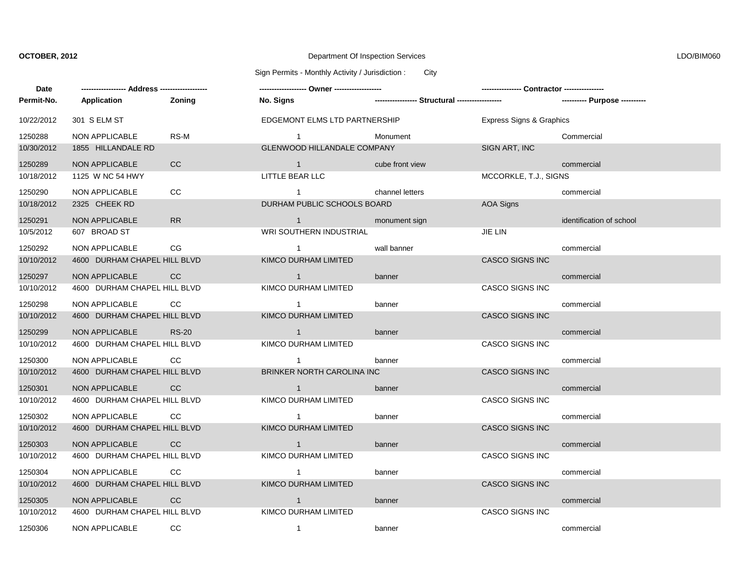**OCTOBER, 2012**

Department Of Inspection Services

LDO/BIM060

Sign Permits - Monthly Activity / Jurisdiction : City

| Date | ------------------ Address ------------------ | | ------------------- Owner ------------------- | | ---------------- Contractor ---------------- | |
|---|---|---|---|---|---|---|
| **Permit-No.** | **Application** | **Zoning** | **No. Signs** | **---------------- Structural ----------------** | | **---------- Purpose ----------** |
| 10/22/2012 | 301 S ELM ST | | EDGEMONT ELMS LTD PARTNERSHIP | | Express Signs & Graphics | |
| 1250288 | NON APPLICABLE | RS-M | 1 | Monument | | Commercial |
| 10/30/2012 | 1855 HILLANDALE RD | | GLENWOOD HILLANDALE COMPANY | | SIGN ART, INC | |
| 1250289 | NON APPLICABLE | CC | 1 | cube front view | | commercial |
| 10/18/2012 | 1125 W NC 54 HWY | | LITTLE BEAR LLC | | MCCORKLE, T.J., SIGNS | |
| 1250290 | NON APPLICABLE | CC | 1 | channel letters | | commercial |
| 10/18/2012 | 2325 CHEEK RD | | DURHAM PUBLIC SCHOOLS BOARD | | AOA Signs | |
| 1250291 | NON APPLICABLE | RR | 1 | monument sign | | identification of school |
| 10/5/2012 | 607 BROAD ST | | WRI SOUTHERN INDUSTRIAL | | JIE LIN | |
| 1250292 | NON APPLICABLE | CG | 1 | wall banner | | commercial |
| 10/10/2012 | 4600 DURHAM CHAPEL HILL BLVD | | KIMCO DURHAM LIMITED | | CASCO SIGNS INC | |
| 1250297 | NON APPLICABLE | CC | 1 | banner | | commercial |
| 10/10/2012 | 4600 DURHAM CHAPEL HILL BLVD | | KIMCO DURHAM LIMITED | | CASCO SIGNS INC | |
| 1250298 | NON APPLICABLE | CC | 1 | banner | | commercial |
| 10/10/2012 | 4600 DURHAM CHAPEL HILL BLVD | | KIMCO DURHAM LIMITED | | CASCO SIGNS INC | |
| 1250299 | NON APPLICABLE | RS-20 | 1 | banner | | commercial |
| 10/10/2012 | 4600 DURHAM CHAPEL HILL BLVD | | KIMCO DURHAM LIMITED | | CASCO SIGNS INC | |
| 1250300 | NON APPLICABLE | CC | 1 | banner | | commercial |
| 10/10/2012 | 4600 DURHAM CHAPEL HILL BLVD | | BRINKER NORTH CAROLINA INC | | CASCO SIGNS INC | |
| 1250301 | NON APPLICABLE | CC | 1 | banner | | commercial |
| 10/10/2012 | 4600 DURHAM CHAPEL HILL BLVD | | KIMCO DURHAM LIMITED | | CASCO SIGNS INC | |
| 1250302 | NON APPLICABLE | CC | 1 | banner | | commercial |
| 10/10/2012 | 4600 DURHAM CHAPEL HILL BLVD | | KIMCO DURHAM LIMITED | | CASCO SIGNS INC | |
| 1250303 | NON APPLICABLE | CC | 1 | banner | | commercial |
| 10/10/2012 | 4600 DURHAM CHAPEL HILL BLVD | | KIMCO DURHAM LIMITED | | CASCO SIGNS INC | |
| 1250304 | NON APPLICABLE | CC | 1 | banner | | commercial |
| 10/10/2012 | 4600 DURHAM CHAPEL HILL BLVD | | KIMCO DURHAM LIMITED | | CASCO SIGNS INC | |
| 1250305 | NON APPLICABLE | CC | 1 | banner | | commercial |
| 10/10/2012 | 4600 DURHAM CHAPEL HILL BLVD | | KIMCO DURHAM LIMITED | | CASCO SIGNS INC | |
| 1250306 | NON APPLICABLE | CC | 1 | banner | | commercial |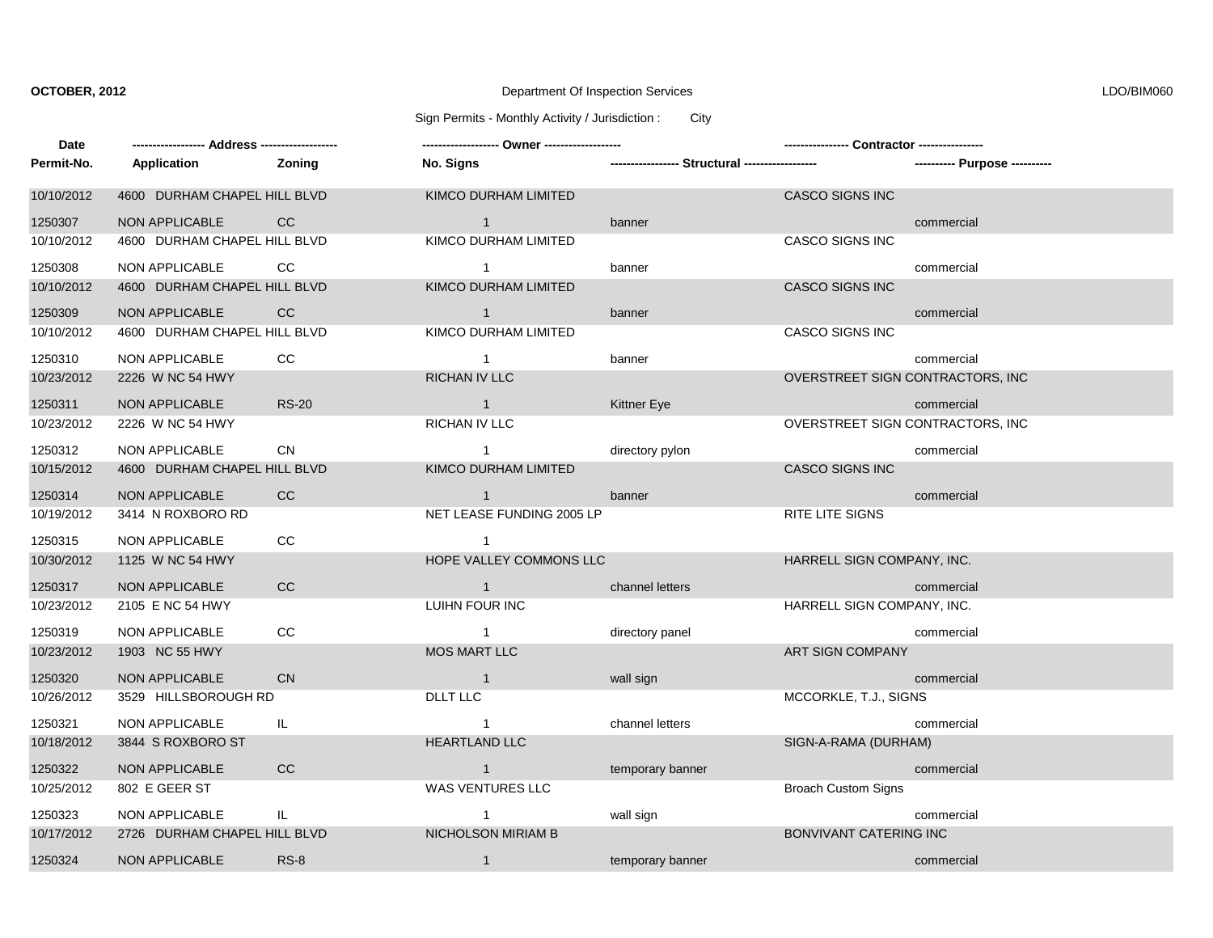**OCTOBER, 2012**

Department Of Inspection Services

LDO/BIM060

Sign Permits - Monthly Activity / Jurisdiction : City

| Date / Permit-No. | Address / Application | Zoning | Owner / No. Signs | Structural | Contractor / Purpose |
|---|---|---|---|---|---|
| 10/10/2012 | 4600 DURHAM CHAPEL HILL BLVD | | KIMCO DURHAM LIMITED | | CASCO SIGNS INC |
| 1250307 | NON APPLICABLE | CC | 1 | banner | commercial |
| 10/10/2012 | 4600 DURHAM CHAPEL HILL BLVD | | KIMCO DURHAM LIMITED | | CASCO SIGNS INC |
| 1250308 | NON APPLICABLE | CC | 1 | banner | commercial |
| 10/10/2012 | 4600 DURHAM CHAPEL HILL BLVD | | KIMCO DURHAM LIMITED | | CASCO SIGNS INC |
| 1250309 | NON APPLICABLE | CC | 1 | banner | commercial |
| 10/10/2012 | 4600 DURHAM CHAPEL HILL BLVD | | KIMCO DURHAM LIMITED | | CASCO SIGNS INC |
| 1250310 | NON APPLICABLE | CC | 1 | banner | commercial |
| 10/23/2012 | 2226 W NC 54 HWY | | RICHAN IV LLC | | OVERSTREET SIGN CONTRACTORS, INC |
| 1250311 | NON APPLICABLE | RS-20 | 1 | Kittner Eye | commercial |
| 10/23/2012 | 2226 W NC 54 HWY | | RICHAN IV LLC | | OVERSTREET SIGN CONTRACTORS, INC |
| 1250312 | NON APPLICABLE | CN | 1 | directory pylon | commercial |
| 10/15/2012 | 4600 DURHAM CHAPEL HILL BLVD | | KIMCO DURHAM LIMITED | | CASCO SIGNS INC |
| 1250314 | NON APPLICABLE | CC | 1 | banner | commercial |
| 10/19/2012 | 3414 N ROXBORO RD | | NET LEASE FUNDING 2005 LP | | RITE LITE SIGNS |
| 1250315 | NON APPLICABLE | CC | 1 | | |
| 10/30/2012 | 1125 W NC 54 HWY | | HOPE VALLEY COMMONS LLC | | HARRELL SIGN COMPANY, INC. |
| 1250317 | NON APPLICABLE | CC | 1 | channel letters | commercial |
| 10/23/2012 | 2105 E NC 54 HWY | | LUIHN FOUR INC | | HARRELL SIGN COMPANY, INC. |
| 1250319 | NON APPLICABLE | CC | 1 | directory panel | commercial |
| 10/23/2012 | 1903 NC 55 HWY | | MOS MART LLC | | ART SIGN COMPANY |
| 1250320 | NON APPLICABLE | CN | 1 | wall sign | commercial |
| 10/26/2012 | 3529 HILLSBOROUGH RD | | DLLT LLC | | MCCORKLE, T.J., SIGNS |
| 1250321 | NON APPLICABLE | IL | 1 | channel letters | commercial |
| 10/18/2012 | 3844 S ROXBORO ST | | HEARTLAND LLC | | SIGN-A-RAMA (DURHAM) |
| 1250322 | NON APPLICABLE | CC | 1 | temporary banner | commercial |
| 10/25/2012 | 802 E GEER ST | | WAS VENTURES LLC | | Broach Custom Signs |
| 1250323 | NON APPLICABLE | IL | 1 | wall sign | commercial |
| 10/17/2012 | 2726 DURHAM CHAPEL HILL BLVD | | NICHOLSON MIRIAM B | | BONVIVANT CATERING INC |
| 1250324 | NON APPLICABLE | RS-8 | 1 | temporary banner | commercial |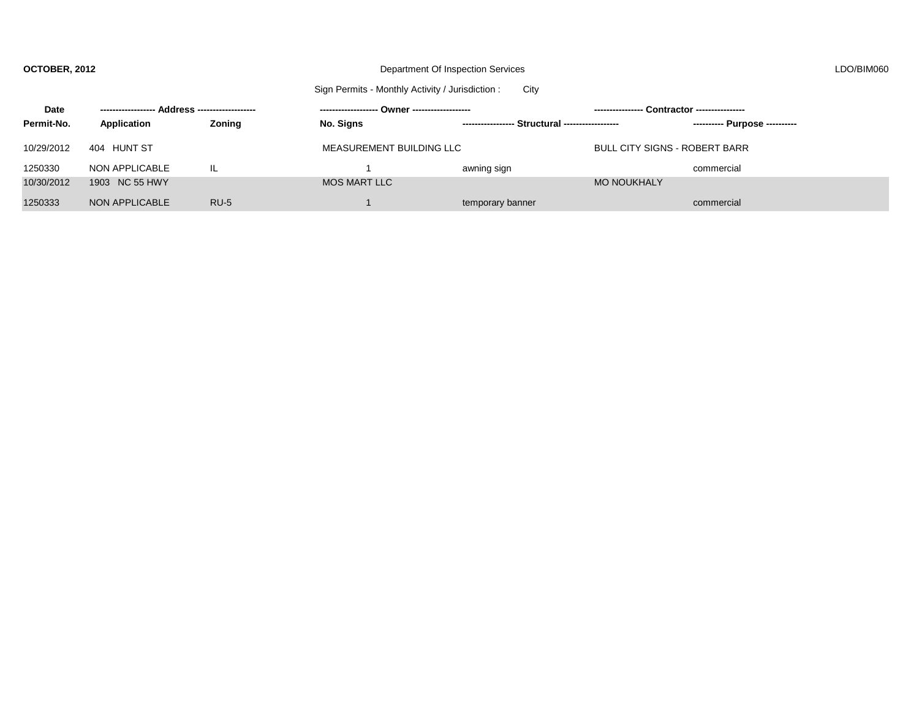**OCTOBER, 2012** Department Of Inspection Services LDO/BIM060

Sign Permits - Monthly Activity / Jurisdiction : City

| Date | ------------------ Address ------------------- | | ------------------- Owner ------------------- | | ---------------- Contractor ---------------- | |
|---|---|---|---|---|---|---|
| **Permit-No.** | **Application** | **Zoning** | **No. Signs** | **----------------- Structural ------------------** | | **---------- Purpose ----------** |
| 10/29/2012 | 404 HUNT ST | | MEASUREMENT BUILDING LLC | | BULL CITY SIGNS - ROBERT BARR | |
| 1250330 | NON APPLICABLE | IL | 1 | awning sign | | commercial |
| 10/30/2012 | 1903 NC 55 HWY | | MOS MART LLC | | MO NOUKHALY | |
| 1250333 | NON APPLICABLE | RU-5 | 1 | temporary banner | | commercial |